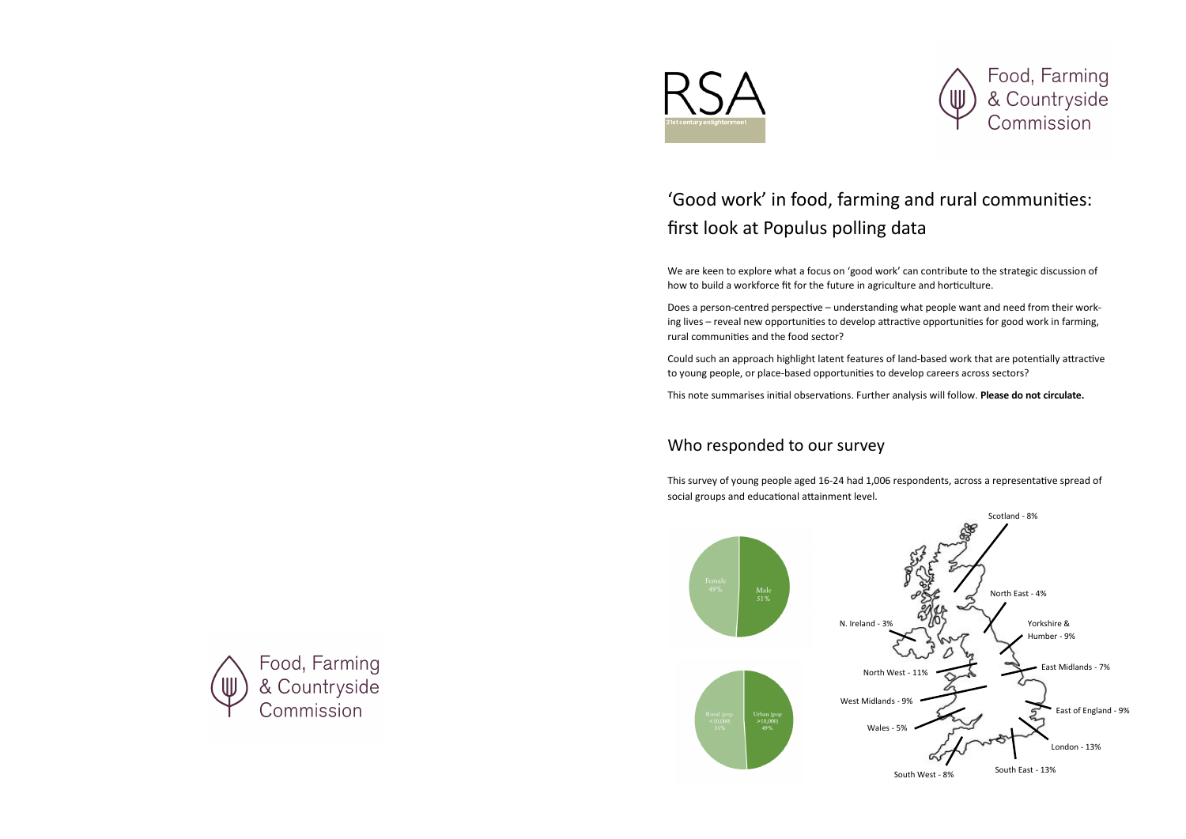RSA

21st century enlightenment

Food, Farming & Countryside Commission

# 'Good work' in food, farming and rural communities: first look at Populus polling data

We are keen to explore what a focus on 'good work' can contribute to the strategic discussion of how to build a workforce fit for the future in agriculture and horticulture.

Does a person-centred perspective – understanding what people want and need from their working lives – reveal new opportunities to develop attractive opportunities for good work in farming, rural communities and the food sector?

Could such an approach highlight latent features of land-based work that are potentially attractive to young people, or place-based opportunities to develop careers across sectors?

This note summarises initial observations. Further analysis will follow. **Please do not circulate.**

## Who responded to our survey

This survey of young people aged 16-24 had 1,006 respondents, across a representative spread of social groups and educational attainment level.

Female 49%
Male 51%

Rural (pop <10,000) 51%
Urban (pop >10,000) 49%

Scotland - 8%
North East - 4%
Yorkshire & Humber - 9%
N. Ireland - 3%
North West - 11%
East Midlands - 7%
West Midlands - 9%
East of England - 9%
Wales - 5%
London - 13%
South West - 8%
South East - 13%

Food, Farming & Countryside Commission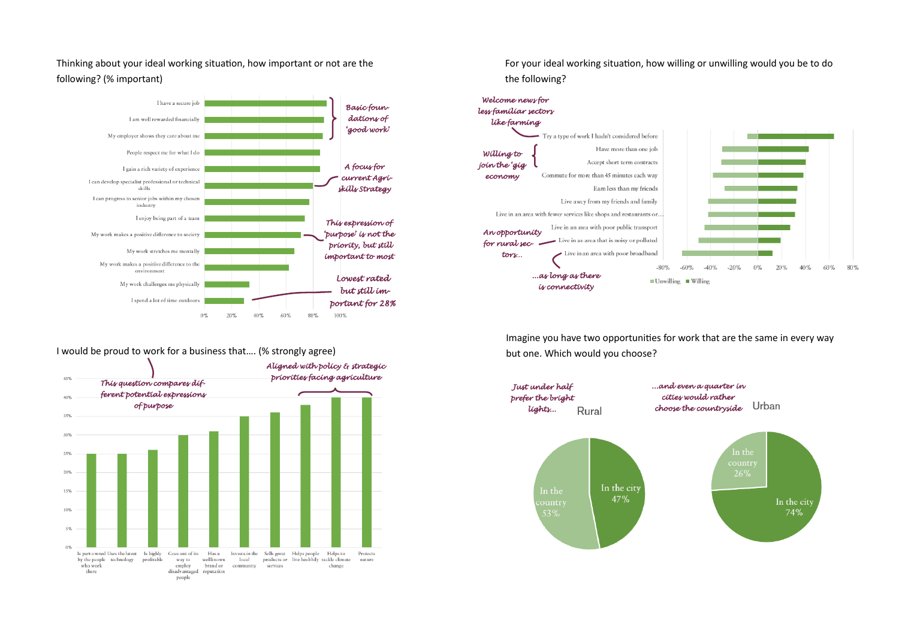Thinking about your ideal working situation, how important or not are the following? (% important)

I have a secure job
I am well rewarded financially
My employer shows they care about me
People respect me for what I do
I gain a rich variety of experience
I can develop specialist professional or technical skills
I can progress to senior jobs within my chosen industry
I enjoy being part of a team
My work makes a positive difference to society
My work stretches me mentally
My work makes a positive difference to the environment
My work challenges me physically
I spend a lot of time outdoors

0% 20% 40% 60% 80% 100%

*Basic foundations of 'good work'*

*A focus for current Agri-skills Strategy*

*This expression of 'purpose' is not the priority, but still important to most*

*Lowest rated but still important for 28%*

For your ideal working situation, how willing or unwilling would you be to do the following?

*Welcome news for less familiar sectors like farming*

Try a type of work I hadn't considered before
Have more than one job
Accept short term contracts
Commute for more than 45 minutes each way
Earn less than my friends
Live away from my friends and family
Live in an area with fewer services like shops and restaurants or...
Live in an area with poor public transport
Live in an area that is noisy or polluted
Live in an area with poor broadband

-80% -60% -40% -20% 0% 20% 40% 60% 80%

Unwilling  Willing

*Willing to join the 'gig economy*

*An opportunity for rural sectors...*

*...as long as there is connectivity*

I would be proud to work for a business that.... (% strongly agree)

*This question compares different potential expressions of purpose*

*Aligned with policy & strategic priorities facing agriculture*

0% 5% 10% 15% 20% 25% 30% 35% 40% 45%

Is part owned by the people who work there
Uses the latest technology
Is highly profitable
Goes out of its way to employ disadvantaged people
Has a wellknown brand or reputation
Invests in the local community
Sells great products or services
Helps people live healthily
Helps to tackle climate change
Protects nature

Imagine you have two opportunities for work that are the same in every way but one. Which would you choose?

*Just under half prefer the bright lights...*

Rural

In the country 53%
In the city 47%

*...and even a quarter in cities would rather choose the countryside*

Urban

In the country 26%
In the city 74%